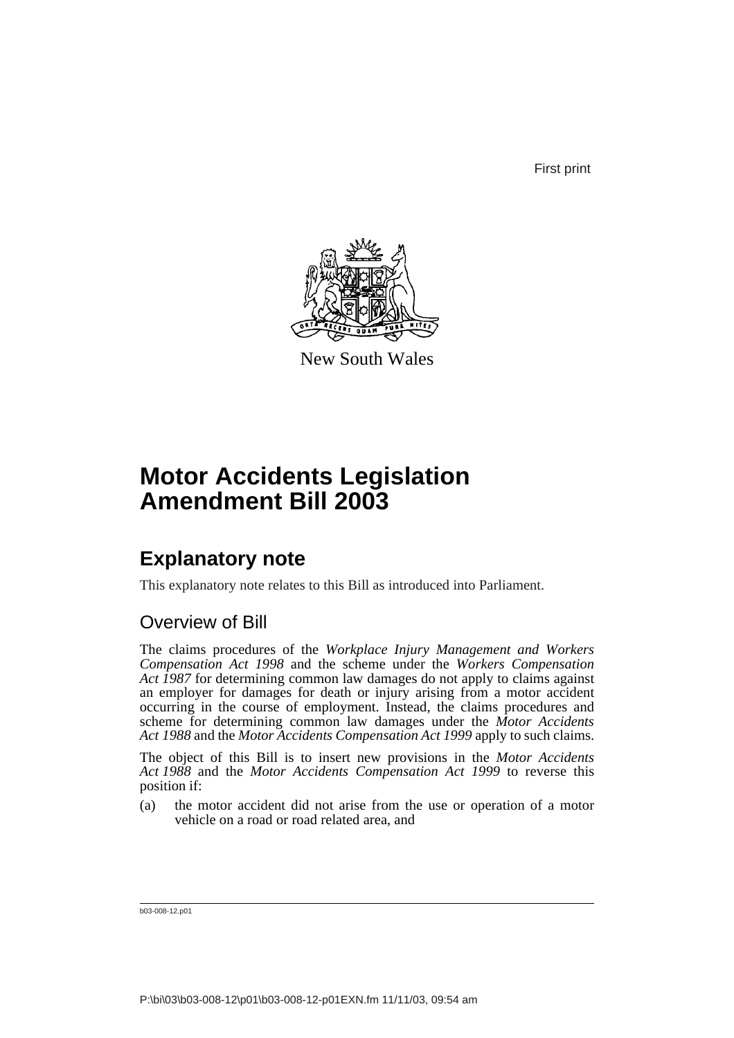First print

New South Wales

# Motor Accidents Legislation Amendment Bill 2003

## Explanatory note

This explanatory note relates to this Bill as introduced into Parliament.

### Overview of Bill

The claims procedures of the *Workplace Injury Management and Workers Compensation Act 1998* and the scheme under the *Workers Compensation Act 1987* for determining common law damages do not apply to claims against an employer for damages for death or injury arising from a motor accident occurring in the course of employment. Instead, the claims procedures and scheme for determining common law damages under the *Motor Accidents Act 1988* and the *Motor Accidents Compensation Act 1999* apply to such claims.

The object of this Bill is to insert new provisions in the *Motor Accidents Act 1988* and the *Motor Accidents Compensation Act 1999* to reverse this position if:

(a) the motor accident did not arise from the use or operation of a motor vehicle on a road or road related area, and

b03-008-12.p01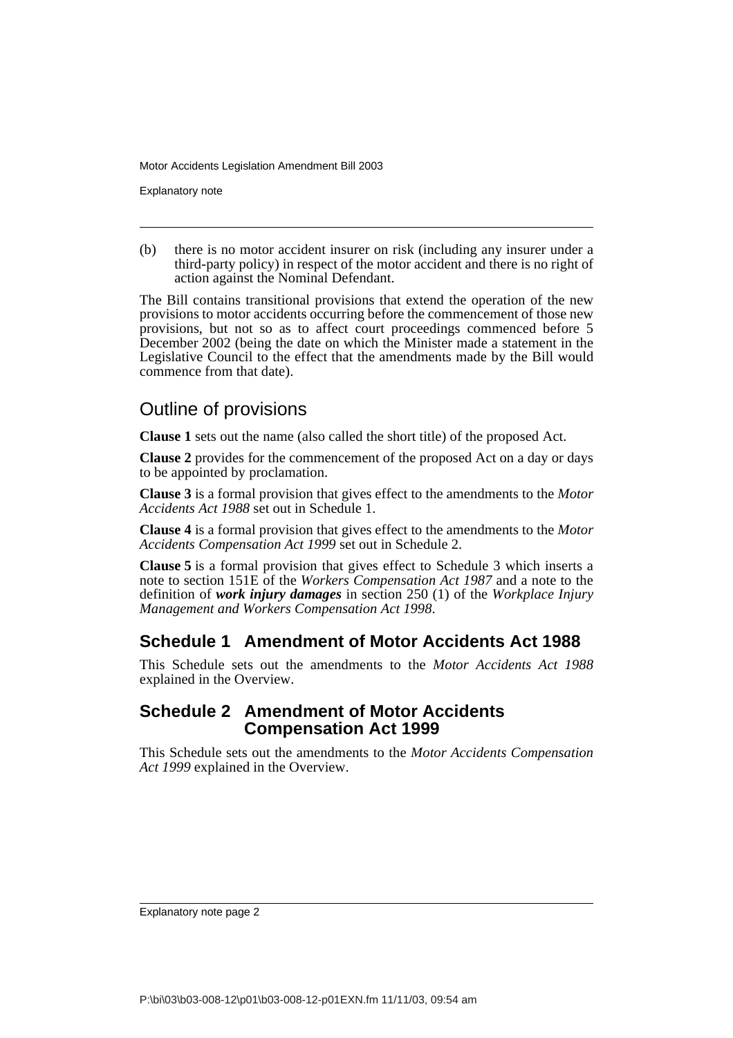(b) there is no motor accident insurer on risk (including any insurer under a third-party policy) in respect of the motor accident and there is no right of action against the Nominal Defendant.

The Bill contains transitional provisions that extend the operation of the new provisions to motor accidents occurring before the commencement of those new provisions, but not so as to affect court proceedings commenced before 5 December 2002 (being the date on which the Minister made a statement in the Legislative Council to the effect that the amendments made by the Bill would commence from that date).

## Outline of provisions

**Clause 1** sets out the name (also called the short title) of the proposed Act.

**Clause 2** provides for the commencement of the proposed Act on a day or days to be appointed by proclamation.

**Clause 3** is a formal provision that gives effect to the amendments to the *Motor Accidents Act 1988* set out in Schedule 1.

**Clause 4** is a formal provision that gives effect to the amendments to the *Motor Accidents Compensation Act 1999* set out in Schedule 2.

**Clause 5** is a formal provision that gives effect to Schedule 3 which inserts a note to section 151E of the *Workers Compensation Act 1987* and a note to the definition of ***work injury damages*** in section 250 (1) of the *Workplace Injury Management and Workers Compensation Act 1998*.

### Schedule 1 Amendment of Motor Accidents Act 1988

This Schedule sets out the amendments to the *Motor Accidents Act 1988* explained in the Overview.

### Schedule 2 Amendment of Motor Accidents Compensation Act 1999

This Schedule sets out the amendments to the *Motor Accidents Compensation Act 1999* explained in the Overview.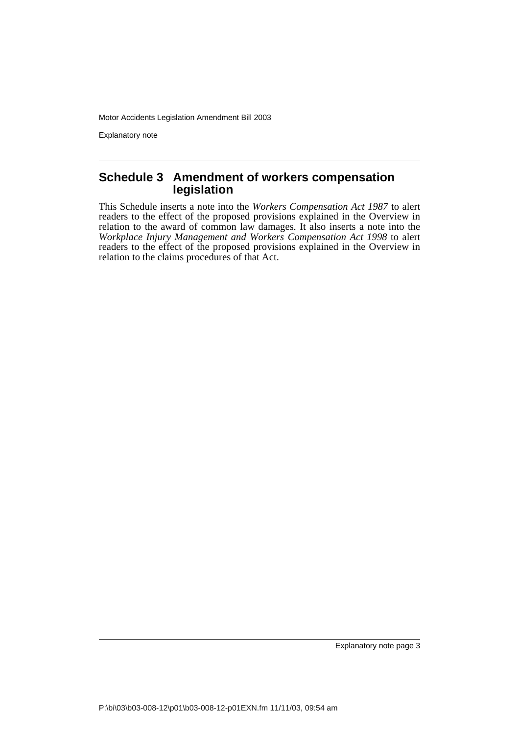## Schedule 3 Amendment of workers compensation legislation

This Schedule inserts a note into the *Workers Compensation Act 1987* to alert readers to the effect of the proposed provisions explained in the Overview in relation to the award of common law damages. It also inserts a note into the *Workplace Injury Management and Workers Compensation Act 1998* to alert readers to the effect of the proposed provisions explained in the Overview in relation to the claims procedures of that Act.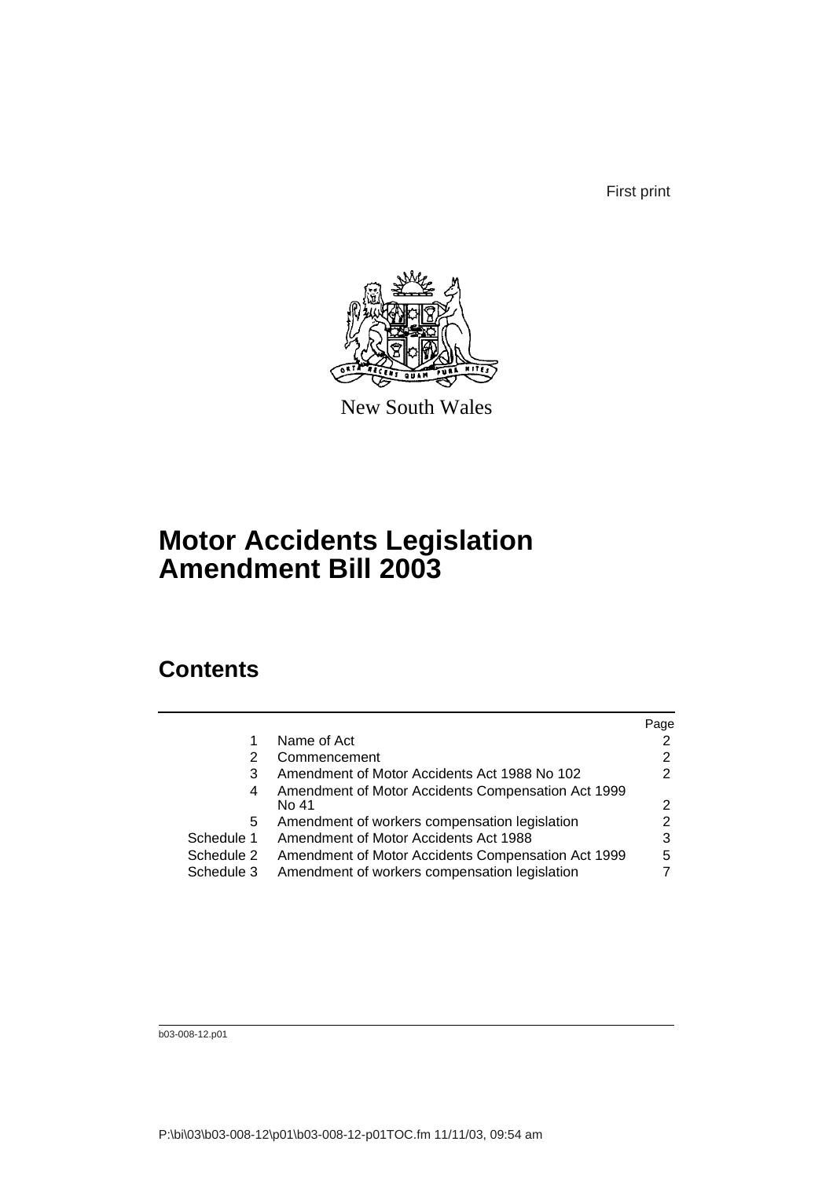First print

New South Wales

# Motor Accidents Legislation Amendment Bill 2003

## Contents

| | | Page |
|---|---|---|
| 1 | Name of Act | 2 |
| 2 | Commencement | 2 |
| 3 | Amendment of Motor Accidents Act 1988 No 102 | 2 |
| 4 | Amendment of Motor Accidents Compensation Act 1999 No 41 | 2 |
| 5 | Amendment of workers compensation legislation | 2 |
| Schedule 1 | Amendment of Motor Accidents Act 1988 | 3 |
| Schedule 2 | Amendment of Motor Accidents Compensation Act 1999 | 5 |
| Schedule 3 | Amendment of workers compensation legislation | 7 |

b03-008-12.p01

P:\bi\03\b03-008-12\p01\b03-008-12-p01TOC.fm 11/11/03, 09:54 am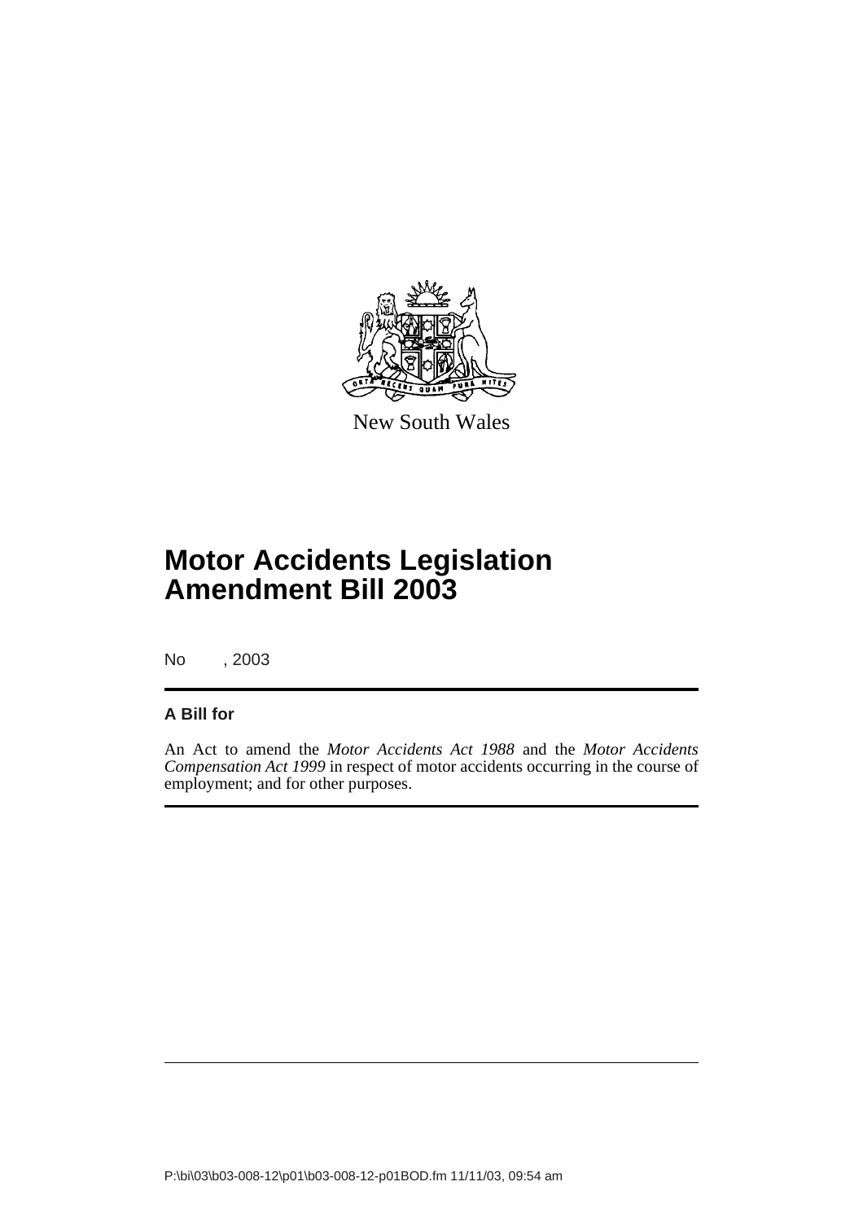New South Wales

# Motor Accidents Legislation Amendment Bill 2003

No , 2003

## A Bill for

An Act to amend the *Motor Accidents Act 1988* and the *Motor Accidents Compensation Act 1999* in respect of motor accidents occurring in the course of employment; and for other purposes.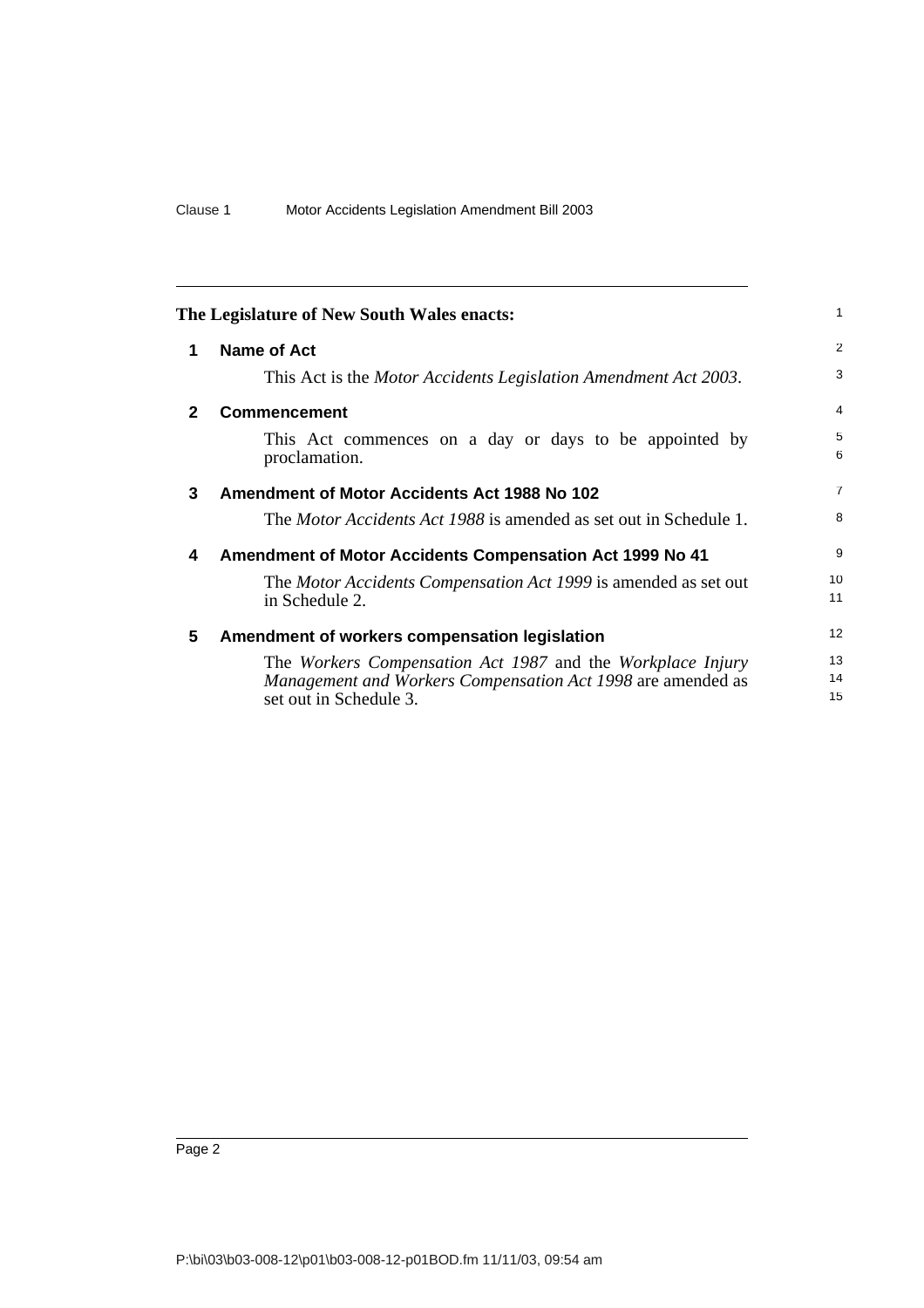The Legislature of New South Wales enacts:

## 1 Name of Act

This Act is the *Motor Accidents Legislation Amendment Act 2003*.

## 2 Commencement

This Act commences on a day or days to be appointed by proclamation.

## 3 Amendment of Motor Accidents Act 1988 No 102

The *Motor Accidents Act 1988* is amended as set out in Schedule 1.

## 4 Amendment of Motor Accidents Compensation Act 1999 No 41

The *Motor Accidents Compensation Act 1999* is amended as set out in Schedule 2.

## 5 Amendment of workers compensation legislation

The *Workers Compensation Act 1987* and the *Workplace Injury Management and Workers Compensation Act 1998* are amended as set out in Schedule 3.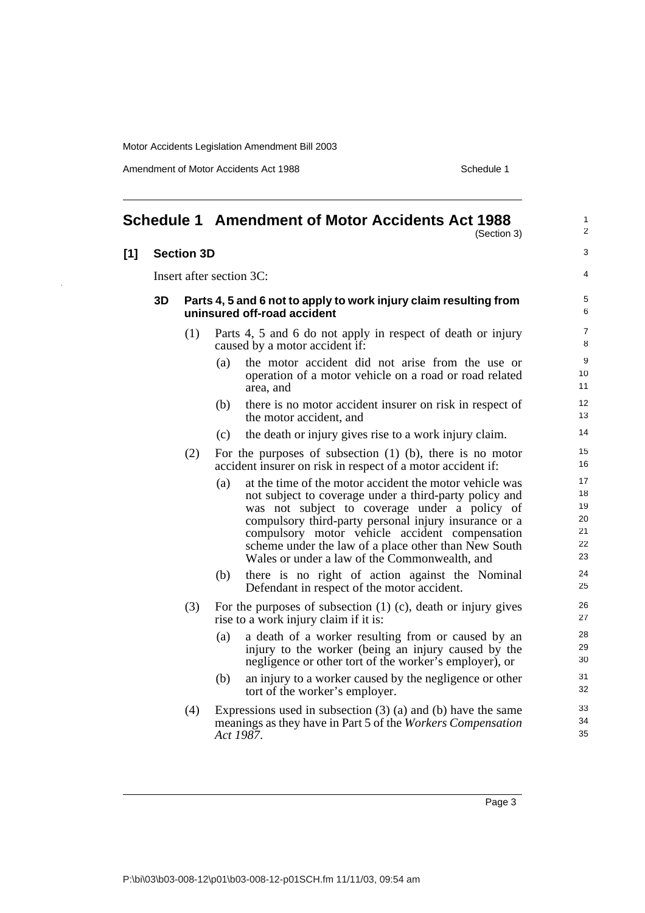# Schedule 1 Amendment of Motor Accidents Act 1988

(Section 3)

## [1] Section 3D

Insert after section 3C:

### 3D Parts 4, 5 and 6 not to apply to work injury claim resulting from uninsured off-road accident

(1) Parts 4, 5 and 6 do not apply in respect of death or injury caused by a motor accident if:

- (a) the motor accident did not arise from the use or operation of a motor vehicle on a road or road related area, and
- (b) there is no motor accident insurer on risk in respect of the motor accident, and
- (c) the death or injury gives rise to a work injury claim.

(2) For the purposes of subsection (1) (b), there is no motor accident insurer on risk in respect of a motor accident if:

- (a) at the time of the motor accident the motor vehicle was not subject to coverage under a third-party policy and was not subject to coverage under a policy of compulsory third-party personal injury insurance or a compulsory motor vehicle accident compensation scheme under the law of a place other than New South Wales or under a law of the Commonwealth, and
- (b) there is no right of action against the Nominal Defendant in respect of the motor accident.

(3) For the purposes of subsection (1) (c), death or injury gives rise to a work injury claim if it is:

- (a) a death of a worker resulting from or caused by an injury to the worker (being an injury caused by the negligence or other tort of the worker's employer), or
- (b) an injury to a worker caused by the negligence or other tort of the worker's employer.

(4) Expressions used in subsection (3) (a) and (b) have the same meanings as they have in Part 5 of the *Workers Compensation Act 1987*.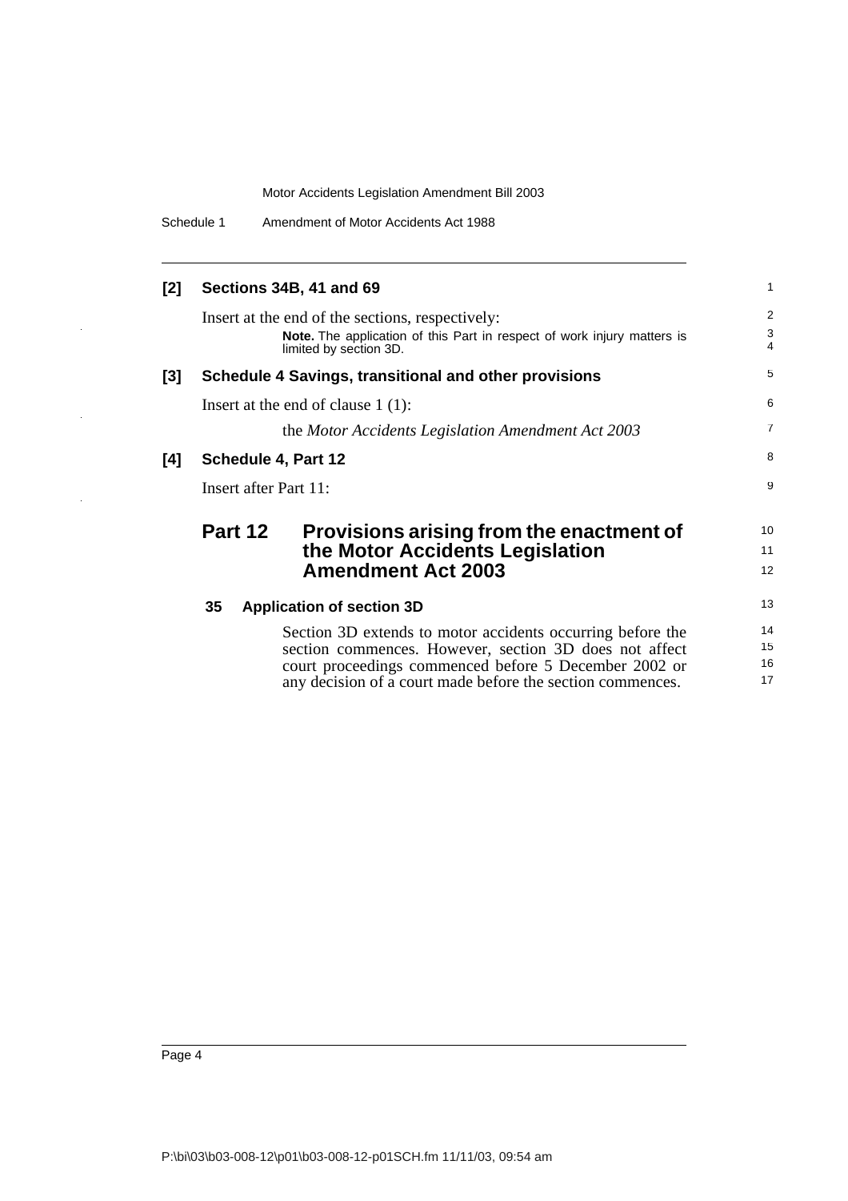**[2] Sections 34B, 41 and 69**

Insert at the end of the sections, respectively:

> **Note.** The application of this Part in respect of work injury matters is limited by section 3D.

**[3] Schedule 4 Savings, transitional and other provisions**

Insert at the end of clause 1 (1):

> the *Motor Accidents Legislation Amendment Act 2003*

**[4] Schedule 4, Part 12**

Insert after Part 11:

## Part 12 Provisions arising from the enactment of the Motor Accidents Legislation Amendment Act 2003

### 35 Application of section 3D

Section 3D extends to motor accidents occurring before the section commences. However, section 3D does not affect court proceedings commenced before 5 December 2002 or any decision of a court made before the section commences.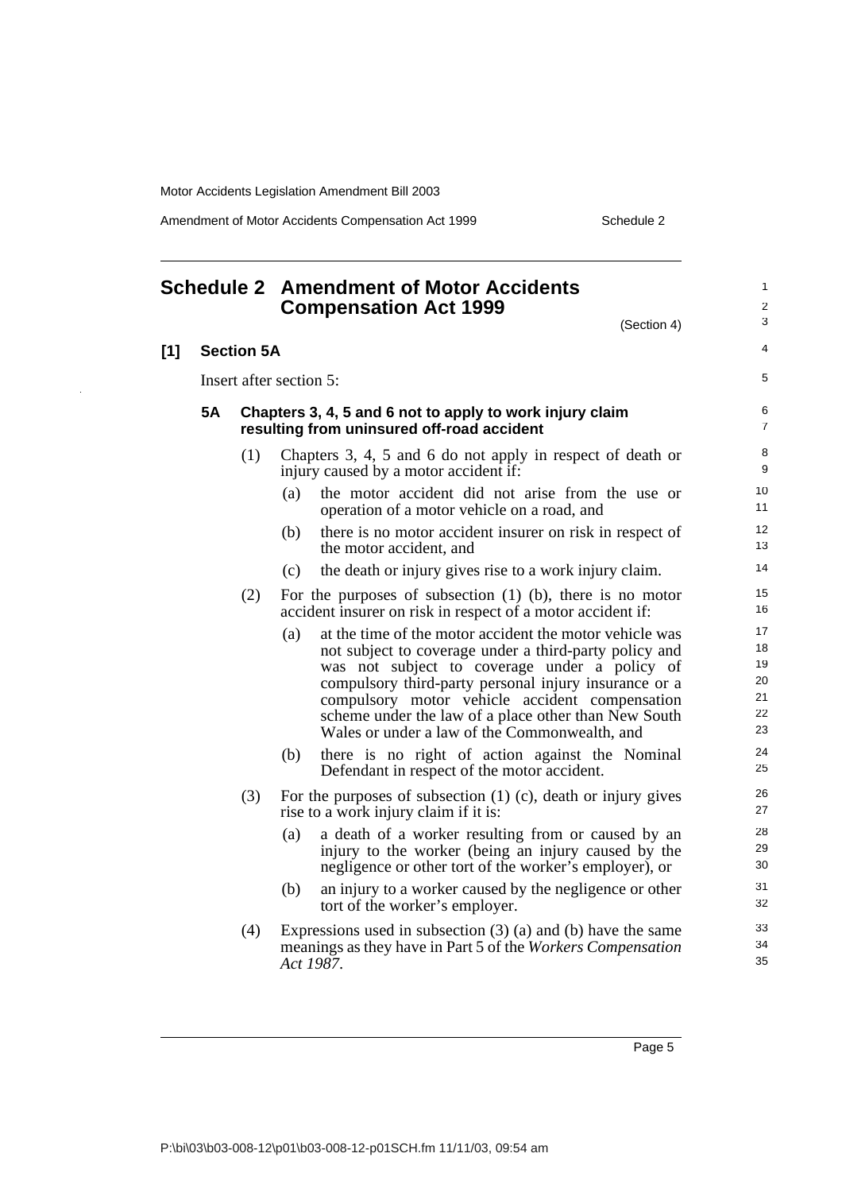# Schedule 2 Amendment of Motor Accidents Compensation Act 1999

(Section 4)

## [1] Section 5A

Insert after section 5:

### 5A Chapters 3, 4, 5 and 6 not to apply to work injury claim resulting from uninsured off-road accident

(1) Chapters 3, 4, 5 and 6 do not apply in respect of death or injury caused by a motor accident if:

- (a) the motor accident did not arise from the use or operation of a motor vehicle on a road, and
- (b) there is no motor accident insurer on risk in respect of the motor accident, and
- (c) the death or injury gives rise to a work injury claim.

(2) For the purposes of subsection (1) (b), there is no motor accident insurer on risk in respect of a motor accident if:

- (a) at the time of the motor accident the motor vehicle was not subject to coverage under a third-party policy and was not subject to coverage under a policy of compulsory third-party personal injury insurance or a compulsory motor vehicle accident compensation scheme under the law of a place other than New South Wales or under a law of the Commonwealth, and
- (b) there is no right of action against the Nominal Defendant in respect of the motor accident.

(3) For the purposes of subsection (1) (c), death or injury gives rise to a work injury claim if it is:

- (a) a death of a worker resulting from or caused by an injury to the worker (being an injury caused by the negligence or other tort of the worker's employer), or
- (b) an injury to a worker caused by the negligence or other tort of the worker's employer.

(4) Expressions used in subsection (3) (a) and (b) have the same meanings as they have in Part 5 of the *Workers Compensation Act 1987*.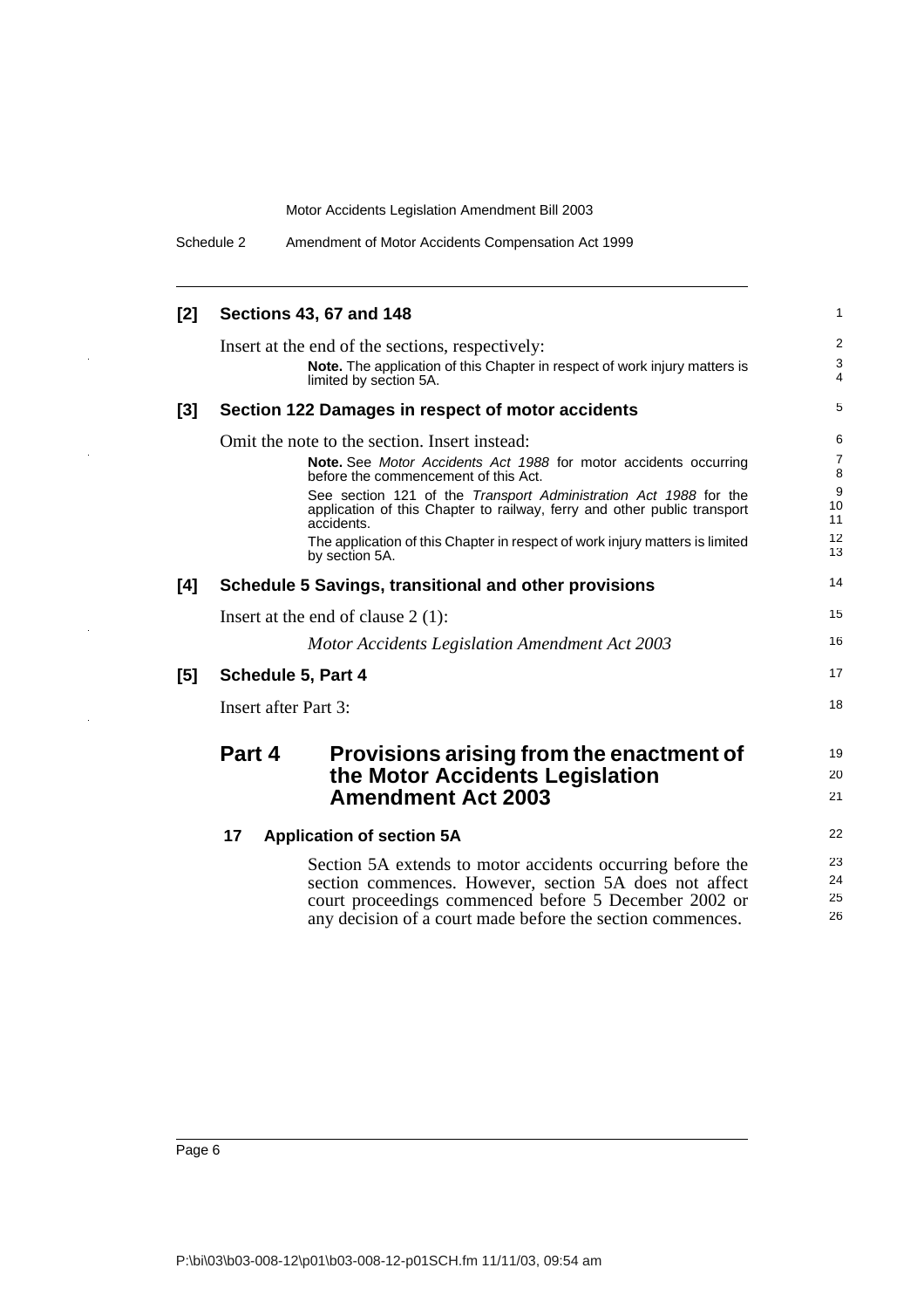**[2] Sections 43, 67 and 148**

Insert at the end of the sections, respectively:

> **Note.** The application of this Chapter in respect of work injury matters is limited by section 5A.

**[3] Section 122 Damages in respect of motor accidents**

Omit the note to the section. Insert instead:

> **Note.** See *Motor Accidents Act 1988* for motor accidents occurring before the commencement of this Act.
>
> See section 121 of the *Transport Administration Act 1988* for the application of this Chapter to railway, ferry and other public transport accidents.
>
> The application of this Chapter in respect of work injury matters is limited by section 5A.

**[4] Schedule 5 Savings, transitional and other provisions**

Insert at the end of clause 2 (1):

> *Motor Accidents Legislation Amendment Act 2003*

**[5] Schedule 5, Part 4**

Insert after Part 3:

## Part 4 Provisions arising from the enactment of the Motor Accidents Legislation Amendment Act 2003

### 17 Application of section 5A

Section 5A extends to motor accidents occurring before the section commences. However, section 5A does not affect court proceedings commenced before 5 December 2002 or any decision of a court made before the section commences.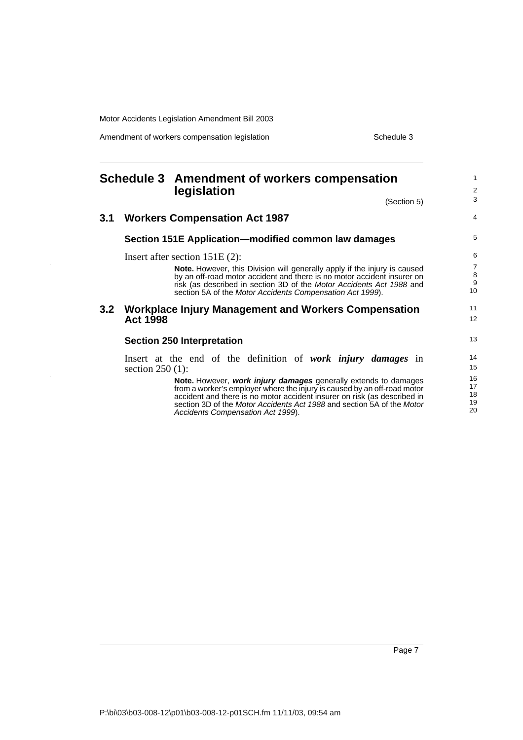# Schedule 3 Amendment of workers compensation legislation

(Section 5)

## 3.1 Workers Compensation Act 1987

### Section 151E Application—modified common law damages

Insert after section 151E (2):

> **Note.** However, this Division will generally apply if the injury is caused by an off-road motor accident and there is no motor accident insurer on risk (as described in section 3D of the *Motor Accidents Act 1988* and section 5A of the *Motor Accidents Compensation Act 1999*).

## 3.2 Workplace Injury Management and Workers Compensation Act 1998

### Section 250 Interpretation

Insert at the end of the definition of ***work injury damages*** in section 250 (1):

> **Note.** However, ***work injury damages*** generally extends to damages from a worker's employer where the injury is caused by an off-road motor accident and there is no motor accident insurer on risk (as described in section 3D of the *Motor Accidents Act 1988* and section 5A of the *Motor Accidents Compensation Act 1999*).